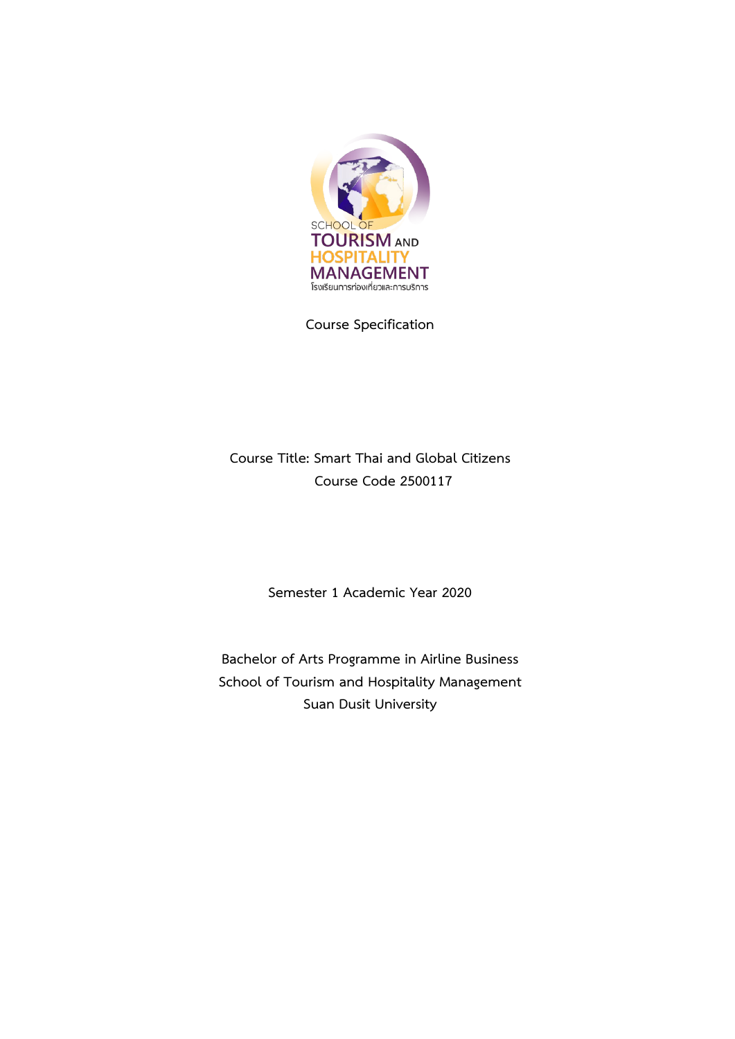SCHOOL OF TOURISM AND HOSPITALITY MANAGEMENT

โรงเรียนการท่องเที่ยวและการบริการ

# Course Specification

**Course Title: Smart Thai and Global Citizens**

**Course Code 2500117**

**Semester 1 Academic Year 2020**

**Bachelor of Arts Programme in Airline Business**

**School of Tourism and Hospitality Management**

**Suan Dusit University**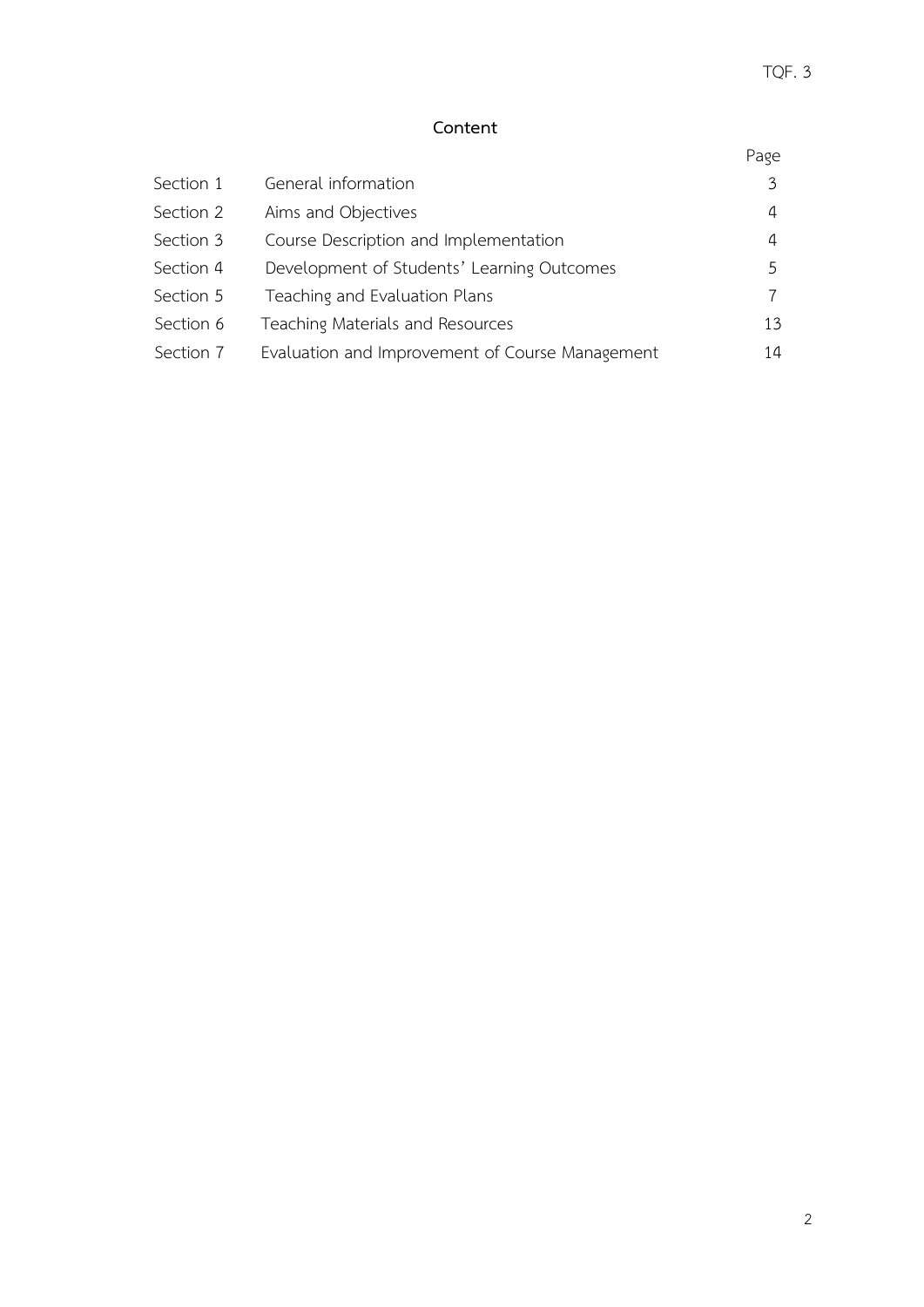# Content

| | | Page |
|---|---|---|
| Section 1 | General information | 3 |
| Section 2 | Aims and Objectives | 4 |
| Section 3 | Course Description and Implementation | 4 |
| Section 4 | Development of Students' Learning Outcomes | 5 |
| Section 5 | Teaching and Evaluation Plans | 7 |
| Section 6 | Teaching Materials and Resources | 13 |
| Section 7 | Evaluation and Improvement of Course Management | 14 |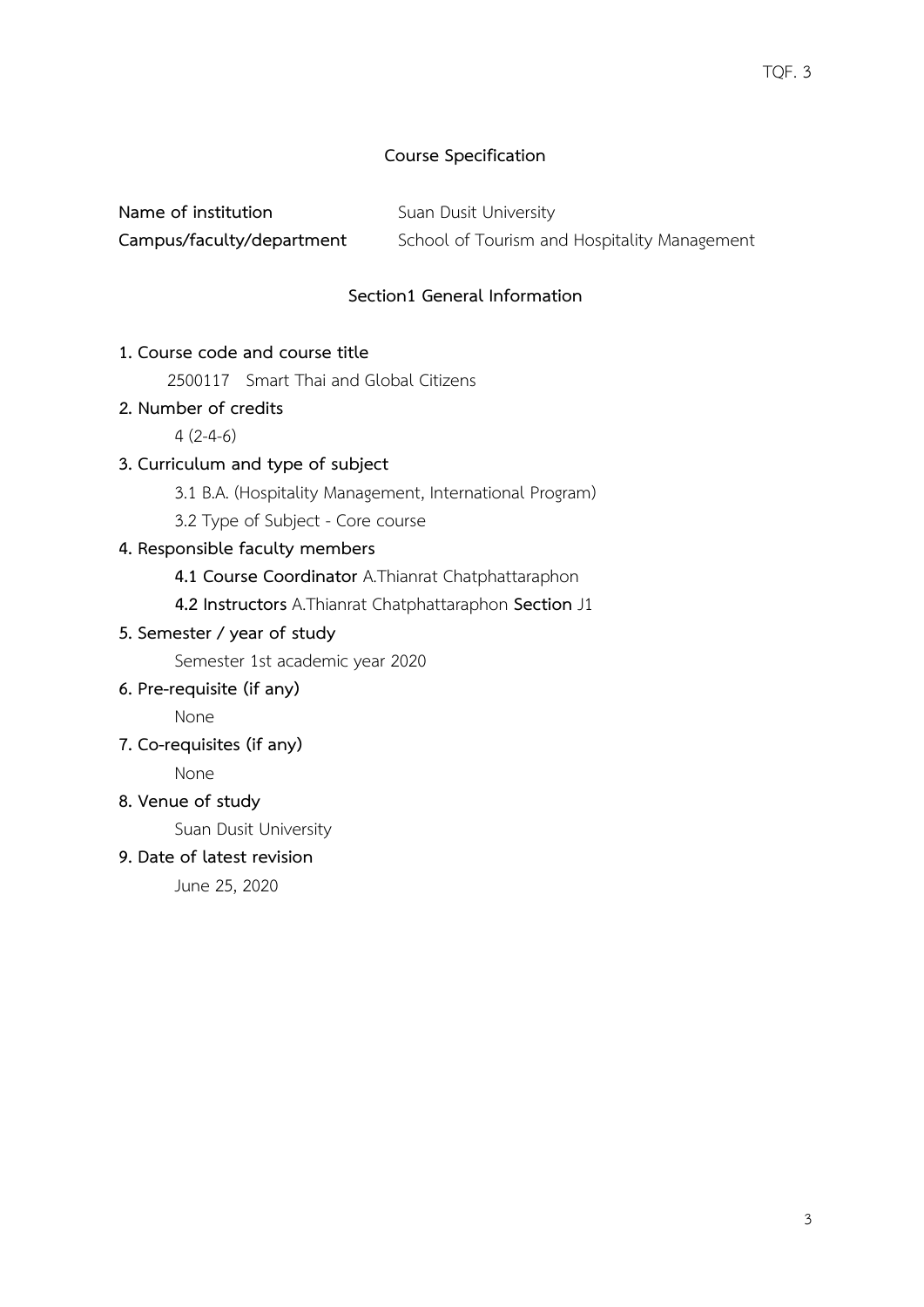# Course Specification

**Name of institution** Suan Dusit University

**Campus/faculty/department** School of Tourism and Hospitality Management

## Section1 General Information

**1. Course code and course title**

2500117 Smart Thai and Global Citizens

**2. Number of credits**

4 (2-4-6)

**3. Curriculum and type of subject**

3.1 B.A. (Hospitality Management, International Program)

3.2 Type of Subject - Core course

**4. Responsible faculty members**

**4.1 Course Coordinator** A.Thianrat Chatphattaraphon

**4.2 Instructors** A.Thianrat Chatphattaraphon **Section** J1

**5. Semester / year of study**

Semester 1st academic year 2020

**6. Pre-requisite (if any)**

None

**7. Co-requisites (if any)**

None

**8. Venue of study**

Suan Dusit University

**9. Date of latest revision**

June 25, 2020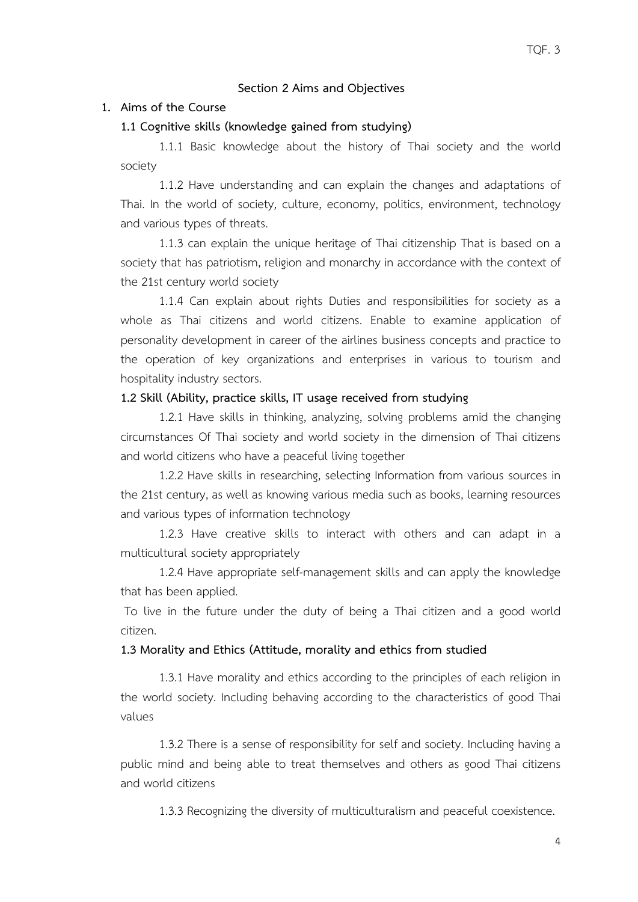## Section 2 Aims and Objectives

### 1. Aims of the Course

**1.1 Cognitive skills (knowledge gained from studying)**

1.1.1 Basic knowledge about the history of Thai society and the world society

1.1.2 Have understanding and can explain the changes and adaptations of Thai. In the world of society, culture, economy, politics, environment, technology and various types of threats.

1.1.3 can explain the unique heritage of Thai citizenship That is based on a society that has patriotism, religion and monarchy in accordance with the context of the 21st century world society

1.1.4 Can explain about rights Duties and responsibilities for society as a whole as Thai citizens and world citizens. Enable to examine application of personality development in career of the airlines business concepts and practice to the operation of key organizations and enterprises in various to tourism and hospitality industry sectors.

**1.2 Skill (Ability, practice skills, IT usage received from studying**

1.2.1 Have skills in thinking, analyzing, solving problems amid the changing circumstances Of Thai society and world society in the dimension of Thai citizens and world citizens who have a peaceful living together

1.2.2 Have skills in researching, selecting Information from various sources in the 21st century, as well as knowing various media such as books, learning resources and various types of information technology

1.2.3 Have creative skills to interact with others and can adapt in a multicultural society appropriately

1.2.4 Have appropriate self-management skills and can apply the knowledge that has been applied.

To live in the future under the duty of being a Thai citizen and a good world citizen.

**1.3 Morality and Ethics (Attitude, morality and ethics from studied**

1.3.1 Have morality and ethics according to the principles of each religion in the world society. Including behaving according to the characteristics of good Thai values

1.3.2 There is a sense of responsibility for self and society. Including having a public mind and being able to treat themselves and others as good Thai citizens and world citizens

1.3.3 Recognizing the diversity of multiculturalism and peaceful coexistence.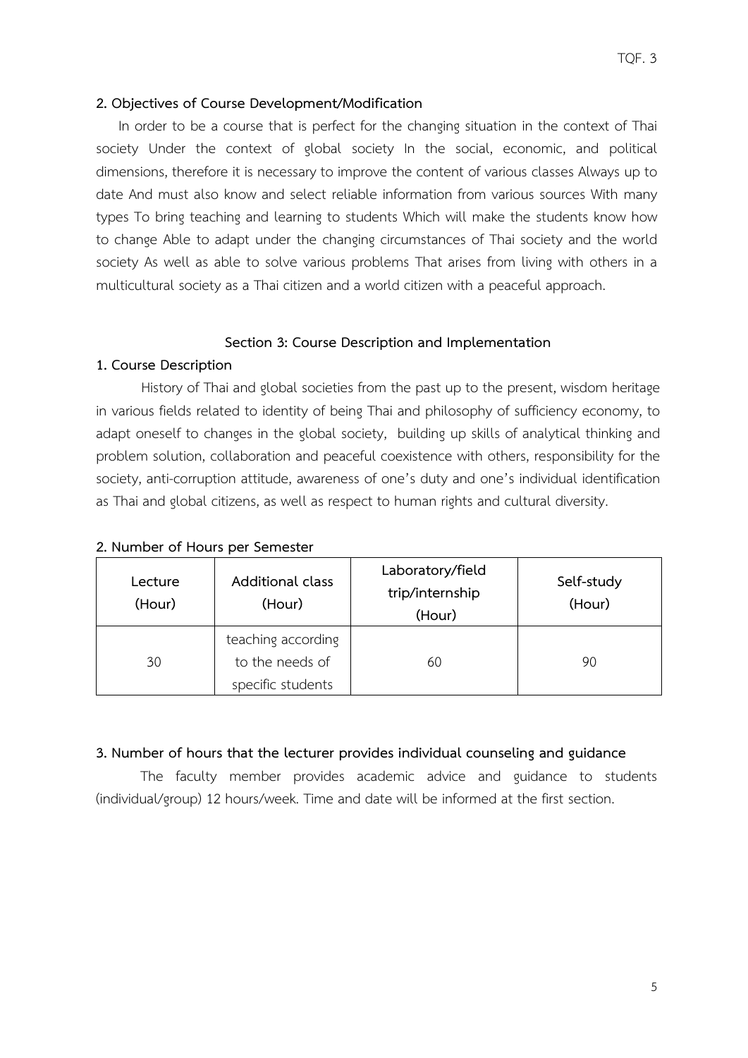**2. Objectives of Course Development/Modification**

In order to be a course that is perfect for the changing situation in the context of Thai society Under the context of global society In the social, economic, and political dimensions, therefore it is necessary to improve the content of various classes Always up to date And must also know and select reliable information from various sources With many types To bring teaching and learning to students Which will make the students know how to change Able to adapt under the changing circumstances of Thai society and the world society As well as able to solve various problems That arises from living with others in a multicultural society as a Thai citizen and a world citizen with a peaceful approach.

## Section 3: Course Description and Implementation

**1. Course Description**

History of Thai and global societies from the past up to the present, wisdom heritage in various fields related to identity of being Thai and philosophy of sufficiency economy, to adapt oneself to changes in the global society, building up skills of analytical thinking and problem solution, collaboration and peaceful coexistence with others, responsibility for the society, anti-corruption attitude, awareness of one's duty and one's individual identification as Thai and global citizens, as well as respect to human rights and cultural diversity.

**2. Number of Hours per Semester**

| Lecture (Hour) | Additional class (Hour) | Laboratory/field trip/internship (Hour) | Self-study (Hour) |
|---|---|---|---|
| 30 | teaching according to the needs of specific students | 60 | 90 |

**3. Number of hours that the lecturer provides individual counseling and guidance**

The faculty member provides academic advice and guidance to students (individual/group) 12 hours/week. Time and date will be informed at the first section.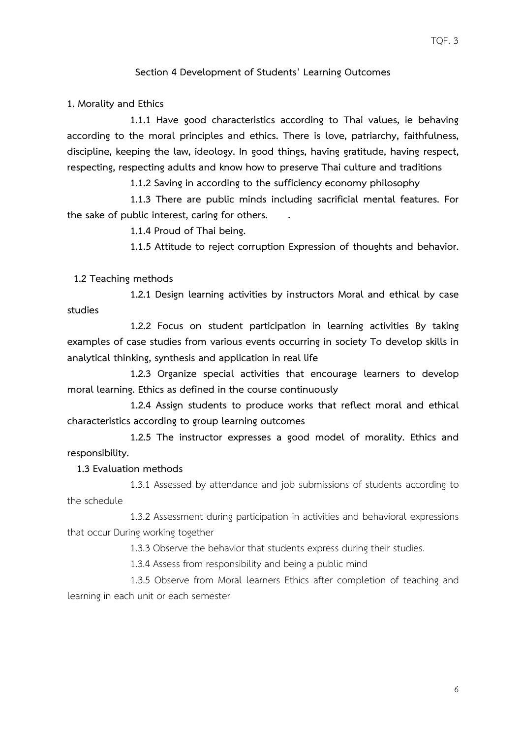## Section 4 Development of Students' Learning Outcomes

**1. Morality and Ethics**

**1.1.1 Have good characteristics according to Thai values, ie behaving according to the moral principles and ethics. There is love, patriarchy, faithfulness, discipline, keeping the law, ideology. In good things, having gratitude, having respect, respecting, respecting adults and know how to preserve Thai culture and traditions**

**1.1.2 Saving in according to the sufficiency economy philosophy**

**1.1.3 There are public minds including sacrificial mental features. For the sake of public interest, caring for others.** .

**1.1.4 Proud of Thai being.**

**1.1.5 Attitude to reject corruption Expression of thoughts and behavior.**

**1.2 Teaching methods**

**1.2.1 Design learning activities by instructors Moral and ethical by case studies**

**1.2.2 Focus on student participation in learning activities By taking examples of case studies from various events occurring in society To develop skills in analytical thinking, synthesis and application in real life**

**1.2.3 Organize special activities that encourage learners to develop moral learning. Ethics as defined in the course continuously**

**1.2.4 Assign students to produce works that reflect moral and ethical characteristics according to group learning outcomes**

**1.2.5 The instructor expresses a good model of morality. Ethics and responsibility.**

**1.3 Evaluation methods**

1.3.1 Assessed by attendance and job submissions of students according to the schedule

1.3.2 Assessment during participation in activities and behavioral expressions that occur During working together

1.3.3 Observe the behavior that students express during their studies.

1.3.4 Assess from responsibility and being a public mind

1.3.5 Observe from Moral learners Ethics after completion of teaching and learning in each unit or each semester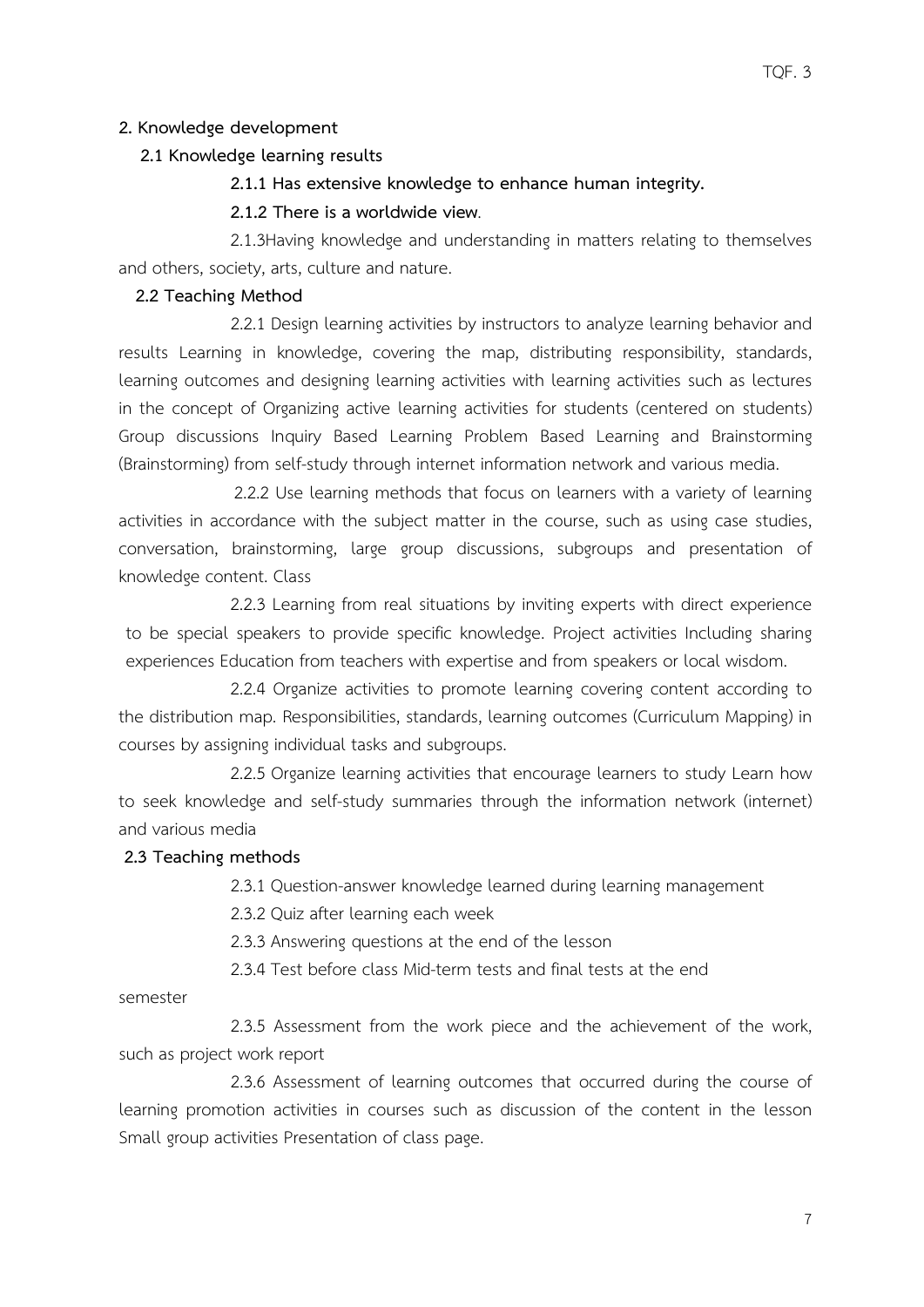**2. Knowledge development**

**2.1 Knowledge learning results**

**2.1.1 Has extensive knowledge to enhance human integrity.**

**2.1.2 There is a worldwide view**.

2.1.3Having knowledge and understanding in matters relating to themselves and others, society, arts, culture and nature.

**2.2 Teaching Method**

2.2.1 Design learning activities by instructors to analyze learning behavior and results Learning in knowledge, covering the map, distributing responsibility, standards, learning outcomes and designing learning activities with learning activities such as lectures in the concept of Organizing active learning activities for students (centered on students) Group discussions Inquiry Based Learning Problem Based Learning and Brainstorming (Brainstorming) from self-study through internet information network and various media.

2.2.2 Use learning methods that focus on learners with a variety of learning activities in accordance with the subject matter in the course, such as using case studies, conversation, brainstorming, large group discussions, subgroups and presentation of knowledge content. Class

2.2.3 Learning from real situations by inviting experts with direct experience to be special speakers to provide specific knowledge. Project activities Including sharing experiences Education from teachers with expertise and from speakers or local wisdom.

2.2.4 Organize activities to promote learning covering content according to the distribution map. Responsibilities, standards, learning outcomes (Curriculum Mapping) in courses by assigning individual tasks and subgroups.

2.2.5 Organize learning activities that encourage learners to study Learn how to seek knowledge and self-study summaries through the information network (internet) and various media

**2.3 Teaching methods**

2.3.1 Question-answer knowledge learned during learning management

2.3.2 Quiz after learning each week

2.3.3 Answering questions at the end of the lesson

2.3.4 Test before class Mid-term tests and final tests at the end semester

2.3.5 Assessment from the work piece and the achievement of the work, such as project work report

2.3.6 Assessment of learning outcomes that occurred during the course of learning promotion activities in courses such as discussion of the content in the lesson Small group activities Presentation of class page.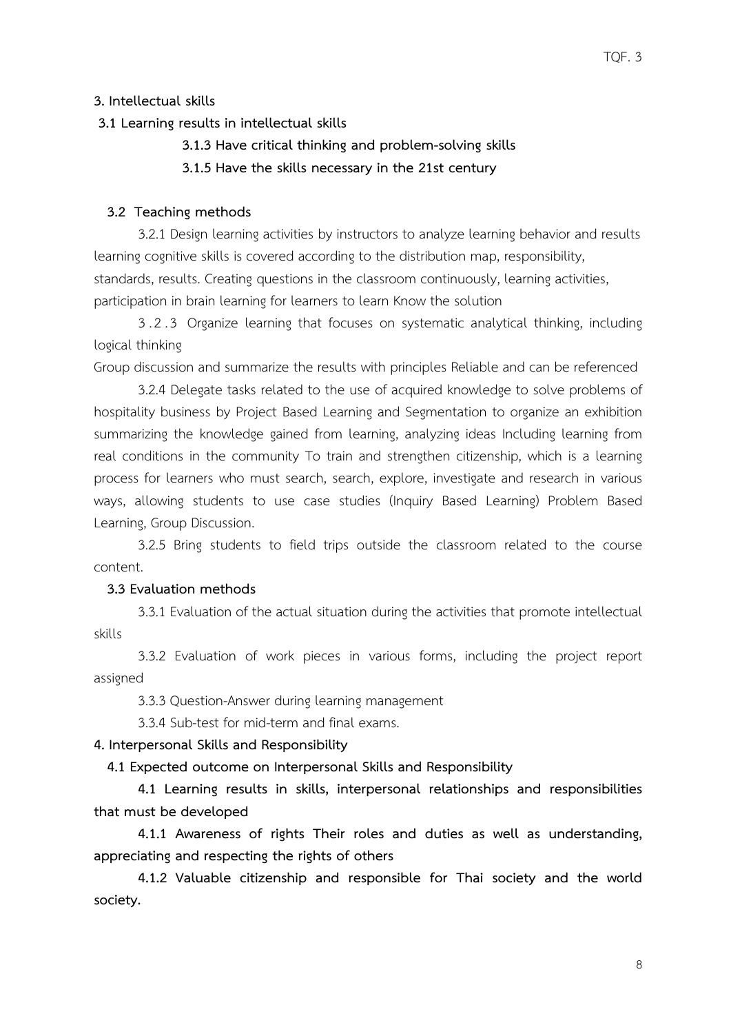**3. Intellectual skills**

**3.1 Learning results in intellectual skills**

**3.1.3 Have critical thinking and problem-solving skills**

**3.1.5 Have the skills necessary in the 21st century**

**3.2 Teaching methods**

3.2.1 Design learning activities by instructors to analyze learning behavior and results learning cognitive skills is covered according to the distribution map, responsibility, standards, results. Creating questions in the classroom continuously, learning activities, participation in brain learning for learners to learn Know the solution

3.2.3 Organize learning that focuses on systematic analytical thinking, including logical thinking
Group discussion and summarize the results with principles Reliable and can be referenced

3.2.4 Delegate tasks related to the use of acquired knowledge to solve problems of hospitality business by Project Based Learning and Segmentation to organize an exhibition summarizing the knowledge gained from learning, analyzing ideas Including learning from real conditions in the community To train and strengthen citizenship, which is a learning process for learners who must search, search, explore, investigate and research in various ways, allowing students to use case studies (Inquiry Based Learning) Problem Based Learning, Group Discussion.

3.2.5 Bring students to field trips outside the classroom related to the course content.

**3.3 Evaluation methods**

3.3.1 Evaluation of the actual situation during the activities that promote intellectual skills

3.3.2 Evaluation of work pieces in various forms, including the project report assigned

3.3.3 Question-Answer during learning management

3.3.4 Sub-test for mid-term and final exams.

**4. Interpersonal Skills and Responsibility**

**4.1 Expected outcome on Interpersonal Skills and Responsibility**

**4.1 Learning results in skills, interpersonal relationships and responsibilities that must be developed**

**4.1.1 Awareness of rights Their roles and duties as well as understanding, appreciating and respecting the rights of others**

**4.1.2 Valuable citizenship and responsible for Thai society and the world society.**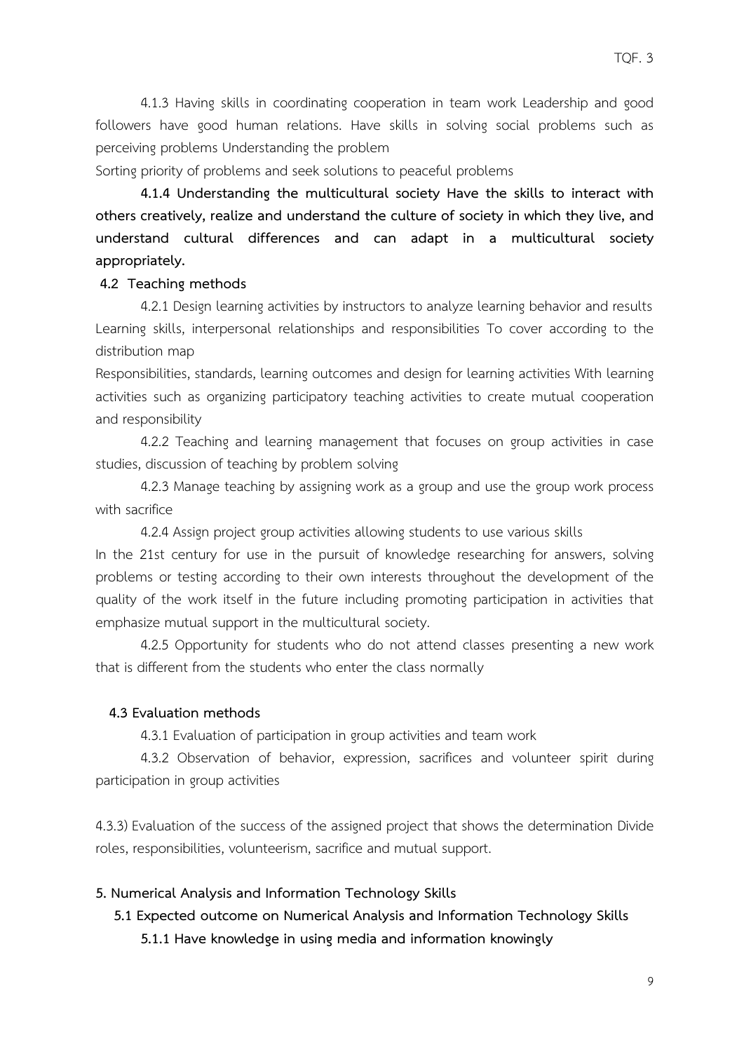4.1.3 Having skills in coordinating cooperation in team work Leadership and good followers have good human relations. Have skills in solving social problems such as perceiving problems Understanding the problem
Sorting priority of problems and seek solutions to peaceful problems

**4.1.4 Understanding the multicultural society Have the skills to interact with others creatively, realize and understand the culture of society in which they live, and understand cultural differences and can adapt in a multicultural society appropriately.**

**4.2 Teaching methods**

4.2.1 Design learning activities by instructors to analyze learning behavior and results Learning skills, interpersonal relationships and responsibilities To cover according to the distribution map
Responsibilities, standards, learning outcomes and design for learning activities With learning activities such as organizing participatory teaching activities to create mutual cooperation and responsibility

4.2.2 Teaching and learning management that focuses on group activities in case studies, discussion of teaching by problem solving

4.2.3 Manage teaching by assigning work as a group and use the group work process with sacrifice

4.2.4 Assign project group activities allowing students to use various skills
In the 21st century for use in the pursuit of knowledge researching for answers, solving problems or testing according to their own interests throughout the development of the quality of the work itself in the future including promoting participation in activities that emphasize mutual support in the multicultural society.

4.2.5 Opportunity for students who do not attend classes presenting a new work that is different from the students who enter the class normally

**4.3 Evaluation methods**

4.3.1 Evaluation of participation in group activities and team work

4.3.2 Observation of behavior, expression, sacrifices and volunteer spirit during participation in group activities

4.3.3) Evaluation of the success of the assigned project that shows the determination Divide roles, responsibilities, volunteerism, sacrifice and mutual support.

**5. Numerical Analysis and Information Technology Skills**

**5.1 Expected outcome on Numerical Analysis and Information Technology Skills**

**5.1.1 Have knowledge in using media and information knowingly**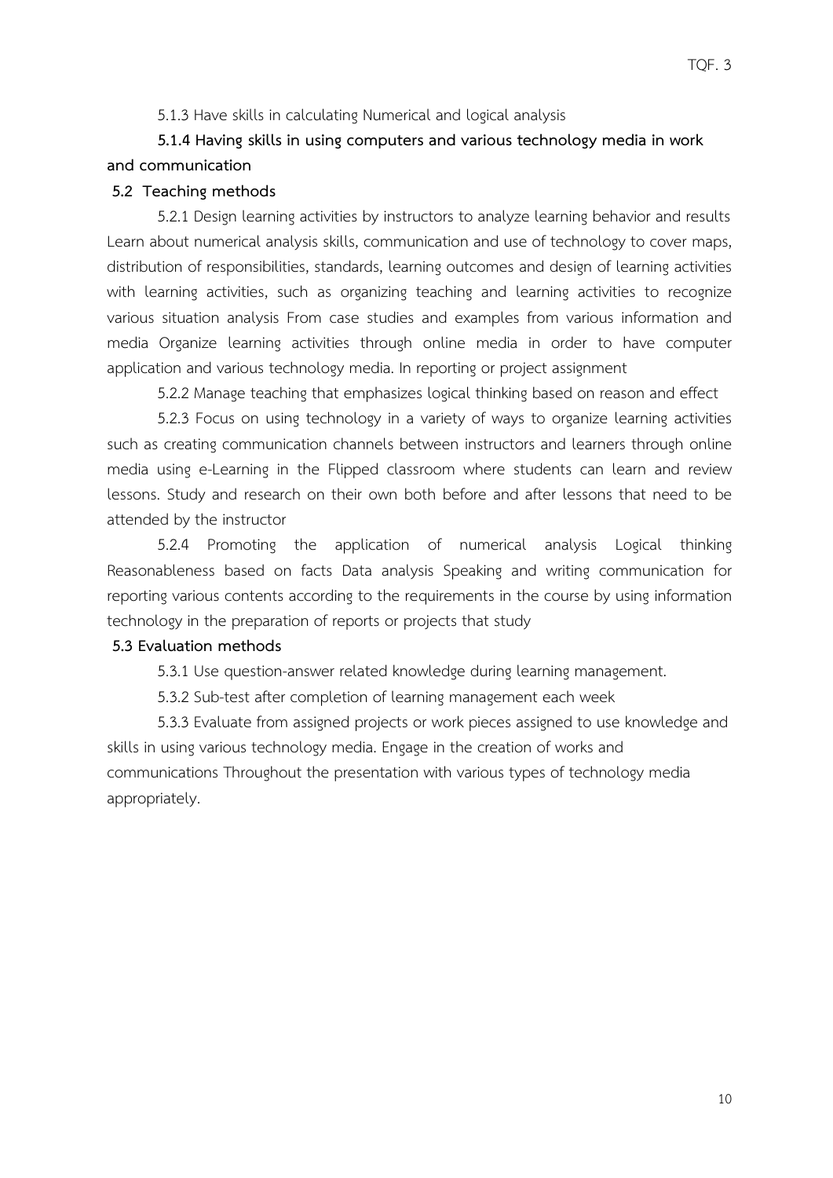5.1.3 Have skills in calculating Numerical and logical analysis

**5.1.4 Having skills in using computers and various technology media in work and communication**

**5.2 Teaching methods**

5.2.1 Design learning activities by instructors to analyze learning behavior and results Learn about numerical analysis skills, communication and use of technology to cover maps, distribution of responsibilities, standards, learning outcomes and design of learning activities with learning activities, such as organizing teaching and learning activities to recognize various situation analysis From case studies and examples from various information and media Organize learning activities through online media in order to have computer application and various technology media. In reporting or project assignment

5.2.2 Manage teaching that emphasizes logical thinking based on reason and effect

5.2.3 Focus on using technology in a variety of ways to organize learning activities such as creating communication channels between instructors and learners through online media using e-Learning in the Flipped classroom where students can learn and review lessons. Study and research on their own both before and after lessons that need to be attended by the instructor

5.2.4 Promoting the application of numerical analysis Logical thinking Reasonableness based on facts Data analysis Speaking and writing communication for reporting various contents according to the requirements in the course by using information technology in the preparation of reports or projects that study

**5.3 Evaluation methods**

5.3.1 Use question-answer related knowledge during learning management.

5.3.2 Sub-test after completion of learning management each week

5.3.3 Evaluate from assigned projects or work pieces assigned to use knowledge and skills in using various technology media. Engage in the creation of works and communications Throughout the presentation with various types of technology media appropriately.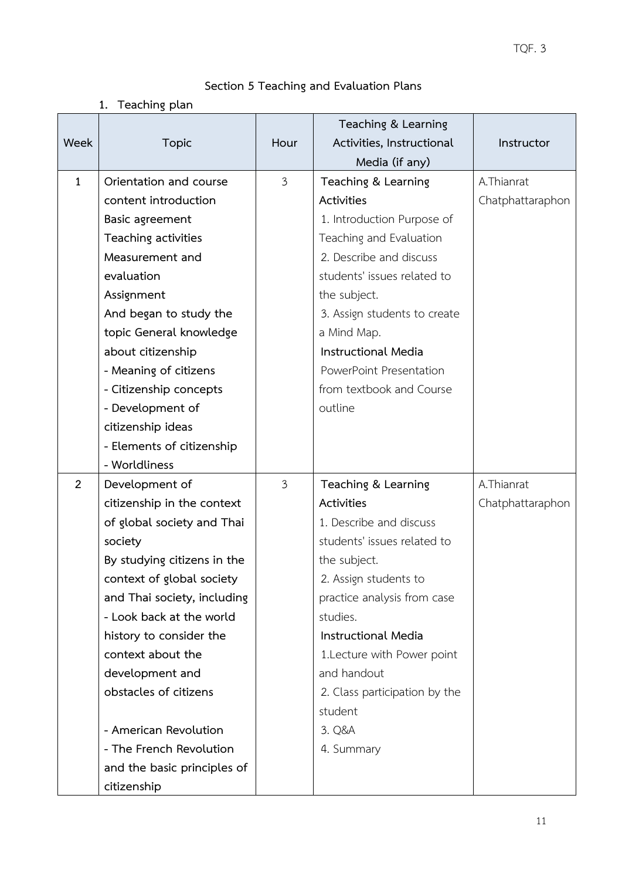## Section 5 Teaching and Evaluation Plans

### 1. Teaching plan

| Week | Topic | Hour | Teaching & Learning Activities, Instructional Media (if any) | Instructor |
|---|---|---|---|---|
| 1 | **Orientation and course content introduction**<br>**Basic agreement**<br>**Teaching activities**<br>**Measurement and evaluation**<br>**Assignment**<br>**And began to study the topic General knowledge about citizenship**<br>**- Meaning of citizens**<br>**- Citizenship concepts**<br>**- Development of citizenship ideas**<br>**- Elements of citizenship**<br>**- Worldliness** | 3 | **Teaching & Learning Activities**<br>1. Introduction Purpose of Teaching and Evaluation<br>2. Describe and discuss students' issues related to the subject.<br>3. Assign students to create a Mind Map.<br>**Instructional Media**<br>PowerPoint Presentation from textbook and Course outline | A.Thianrat Chatphattaraphon |
| 2 | **Development of citizenship in the context of global society and Thai society**<br>**By studying citizens in the context of global society and Thai society, including**<br>**- Look back at the world history to consider the context about the development and obstacles of citizens**<br><br>**- American Revolution**<br>**- The French Revolution and the basic principles of citizenship** | 3 | **Teaching & Learning Activities**<br>1. Describe and discuss students' issues related to the subject.<br>2. Assign students to practice analysis from case studies.<br>**Instructional Media**<br>1.Lecture with Power point and handout<br>2. Class participation by the student<br>3. Q&A<br>4. Summary | A.Thianrat Chatphattaraphon |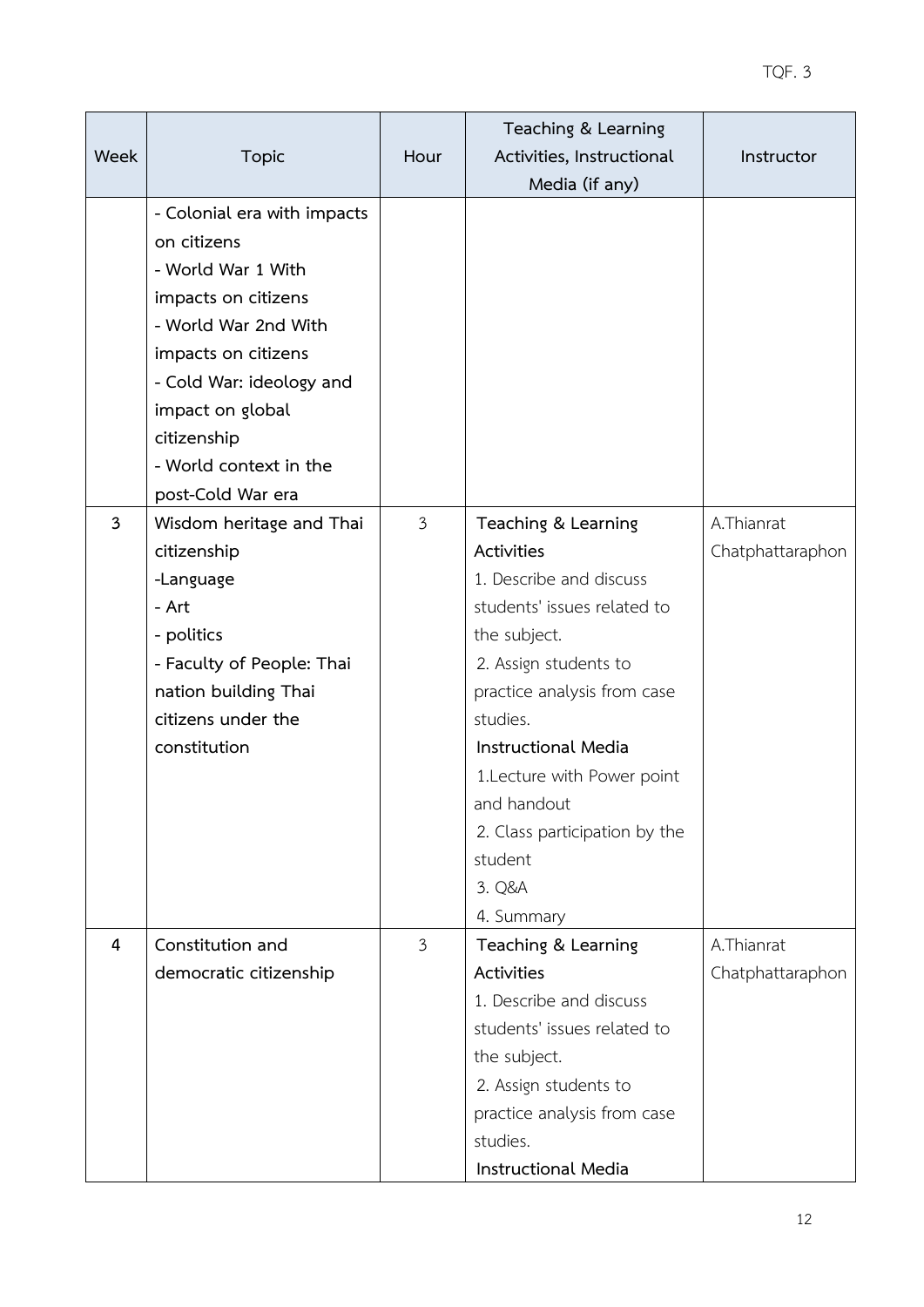| Week | Topic | Hour | Teaching & Learning Activities, Instructional Media (if any) | Instructor |
|---|---|---|---|---|
| | - Colonial era with impacts on citizens<br>- World War 1 With impacts on citizens<br>- World War 2nd With impacts on citizens<br>- Cold War: ideology and impact on global citizenship<br>- World context in the post-Cold War era | | | |
| 3 | Wisdom heritage and Thai citizenship<br>-Language<br>- Art<br>- politics<br>- Faculty of People: Thai nation building Thai citizens under the constitution | 3 | **Teaching & Learning Activities**<br>1. Describe and discuss students' issues related to the subject.<br>2. Assign students to practice analysis from case studies.<br>**Instructional Media**<br>1.Lecture with Power point and handout<br>2. Class participation by the student<br>3. Q&A<br>4. Summary | A.Thianrat Chatphattaraphon |
| 4 | Constitution and democratic citizenship | 3 | **Teaching & Learning Activities**<br>1. Describe and discuss students' issues related to the subject.<br>2. Assign students to practice analysis from case studies.<br>**Instructional Media** | A.Thianrat Chatphattaraphon |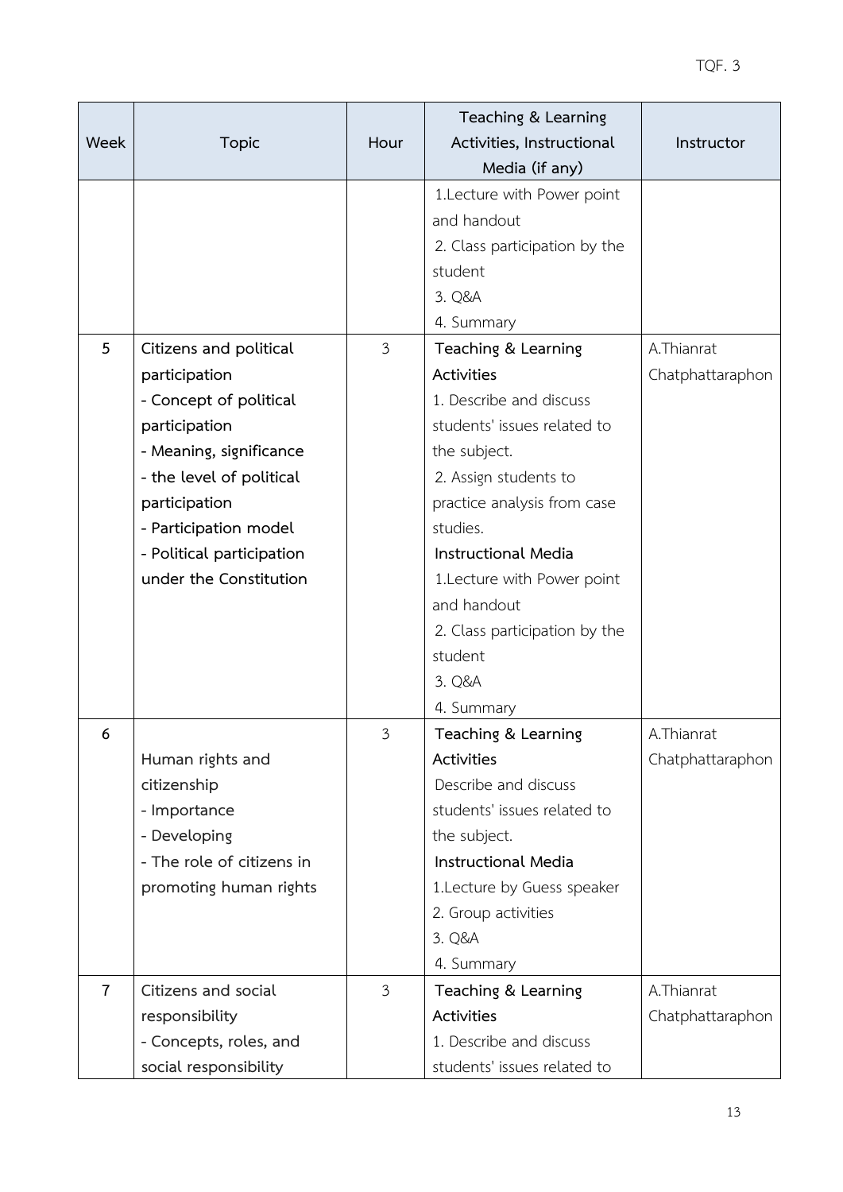| Week | Topic | Hour | Teaching & Learning Activities, Instructional Media (if any) | Instructor |
|---|---|---|---|---|
| | | | 1.Lecture with Power point and handout<br>2. Class participation by the student<br>3. Q&A<br>4. Summary | |
| 5 | **Citizens and political participation**<br>**- Concept of political participation**<br>**- Meaning, significance**<br>**- the level of political participation**<br>**- Participation model**<br>**- Political participation under the Constitution** | 3 | **Teaching & Learning Activities**<br>1. Describe and discuss students' issues related to the subject.<br>2. Assign students to practice analysis from case studies.<br>**Instructional Media**<br>1.Lecture with Power point and handout<br>2. Class participation by the student<br>3. Q&A<br>4. Summary | A.Thianrat Chatphattaraphon |
| 6 | Human rights and citizenship<br>- Importance<br>- Developing<br>- The role of citizens in promoting human rights | 3 | **Teaching & Learning Activities**<br>Describe and discuss students' issues related to the subject.<br>**Instructional Media**<br>1.Lecture by Guess speaker<br>2. Group activities<br>3. Q&A<br>4. Summary | A.Thianrat Chatphattaraphon |
| 7 | Citizens and social responsibility<br>- Concepts, roles, and social responsibility | 3 | **Teaching & Learning Activities**<br>1. Describe and discuss students' issues related to | A.Thianrat Chatphattaraphon |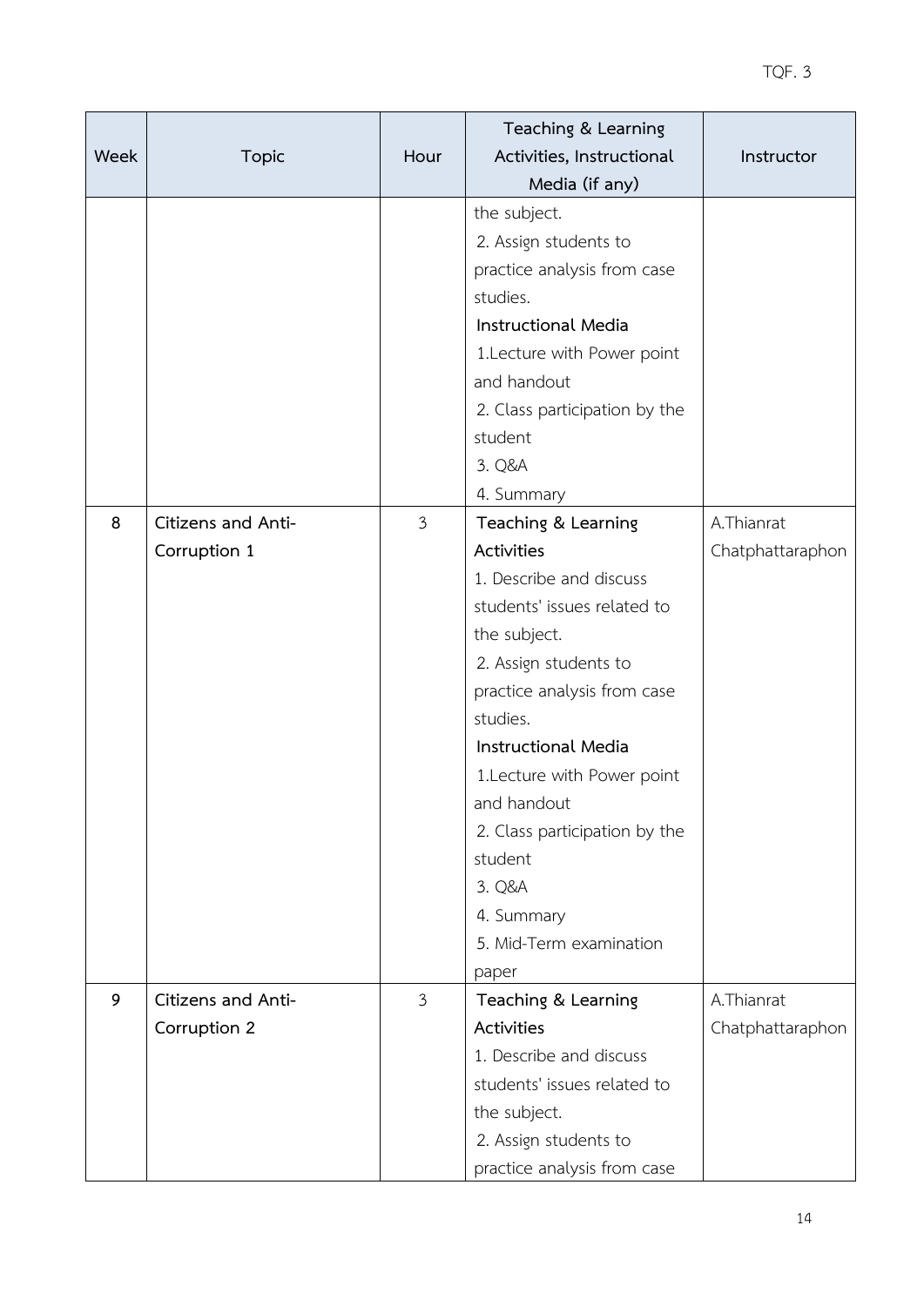| Week | Topic | Hour | Teaching & Learning Activities, Instructional Media (if any) | Instructor |
|---|---|---|---|---|
| | | | the subject.<br>2. Assign students to practice analysis from case studies.<br>**Instructional Media**<br>1.Lecture with Power point and handout<br>2. Class participation by the student<br>3. Q&A<br>4. Summary | |
| 8 | Citizens and Anti-Corruption 1 | 3 | **Teaching & Learning Activities**<br>1. Describe and discuss students' issues related to the subject.<br>2. Assign students to practice analysis from case studies.<br>**Instructional Media**<br>1.Lecture with Power point and handout<br>2. Class participation by the student<br>3. Q&A<br>4. Summary<br>5. Mid-Term examination paper | A.Thianrat Chatphattaraphon |
| 9 | Citizens and Anti-Corruption 2 | 3 | **Teaching & Learning Activities**<br>1. Describe and discuss students' issues related to the subject.<br>2. Assign students to practice analysis from case | A.Thianrat Chatphattaraphon |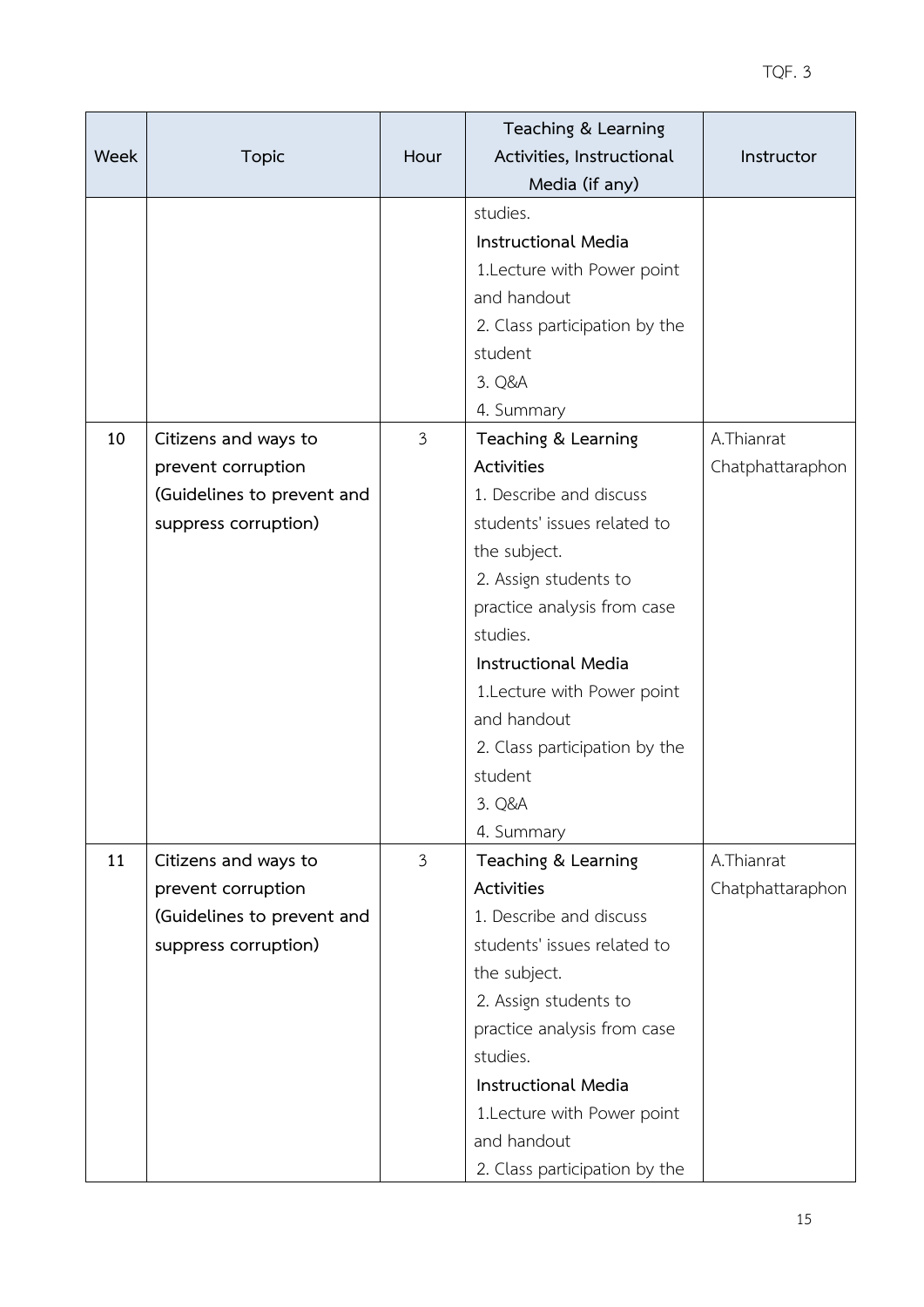| Week | Topic | Hour | Teaching & Learning Activities, Instructional Media (if any) | Instructor |
|---|---|---|---|---|
| | | | studies.<br>**Instructional Media**<br>1.Lecture with Power point and handout<br>2. Class participation by the student<br>3. Q&A<br>4. Summary | |
| 10 | **Citizens and ways to prevent corruption (Guidelines to prevent and suppress corruption)** | 3 | **Teaching & Learning Activities**<br>1. Describe and discuss students' issues related to the subject.<br>2. Assign students to practice analysis from case studies.<br>**Instructional Media**<br>1.Lecture with Power point and handout<br>2. Class participation by the student<br>3. Q&A<br>4. Summary | A.Thianrat Chatphattaraphon |
| 11 | **Citizens and ways to prevent corruption (Guidelines to prevent and suppress corruption)** | 3 | **Teaching & Learning Activities**<br>1. Describe and discuss students' issues related to the subject.<br>2. Assign students to practice analysis from case studies.<br>**Instructional Media**<br>1.Lecture with Power point and handout<br>2. Class participation by the | A.Thianrat Chatphattaraphon |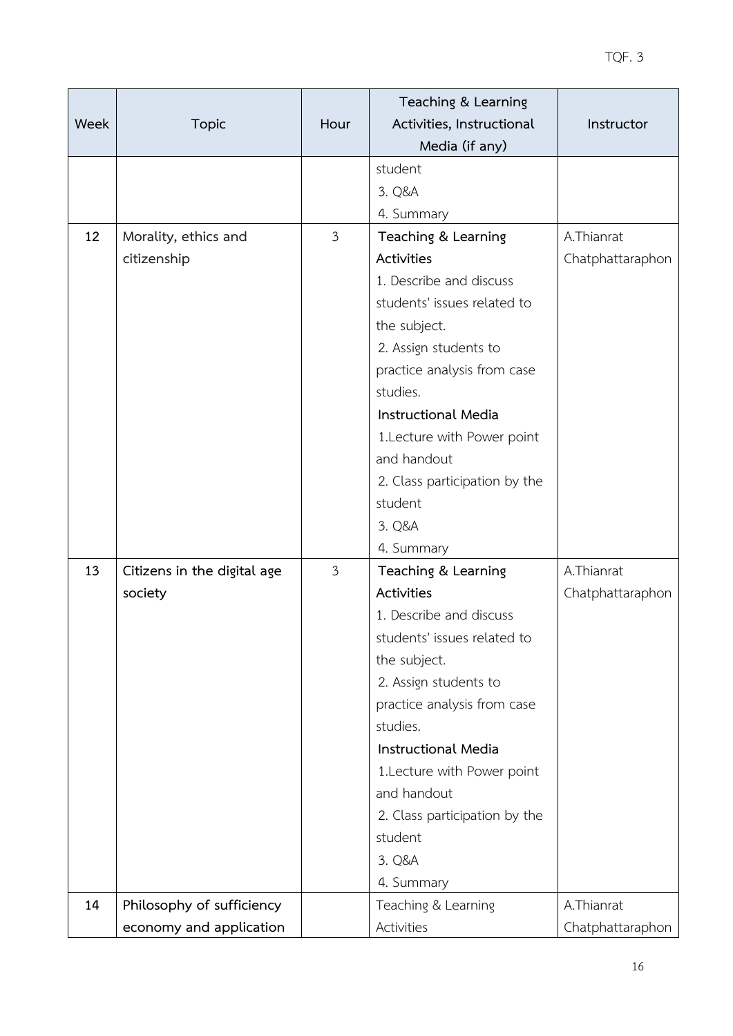| Week | Topic | Hour | Teaching & Learning Activities, Instructional Media (if any) | Instructor |
|---|---|---|---|---|
| | | | student<br>3. Q&A<br>4. Summary | |
| 12 | Morality, ethics and citizenship | 3 | **Teaching & Learning Activities**<br>1. Describe and discuss students' issues related to the subject.<br>2. Assign students to practice analysis from case studies.<br>**Instructional Media**<br>1.Lecture with Power point and handout<br>2. Class participation by the student<br>3. Q&A<br>4. Summary | A.Thianrat Chatphattaraphon |
| 13 | Citizens in the digital age society | 3 | **Teaching & Learning Activities**<br>1. Describe and discuss students' issues related to the subject.<br>2. Assign students to practice analysis from case studies.<br>**Instructional Media**<br>1.Lecture with Power point and handout<br>2. Class participation by the student<br>3. Q&A<br>4. Summary | A.Thianrat Chatphattaraphon |
| 14 | Philosophy of sufficiency economy and application | | Teaching & Learning Activities | A.Thianrat Chatphattaraphon |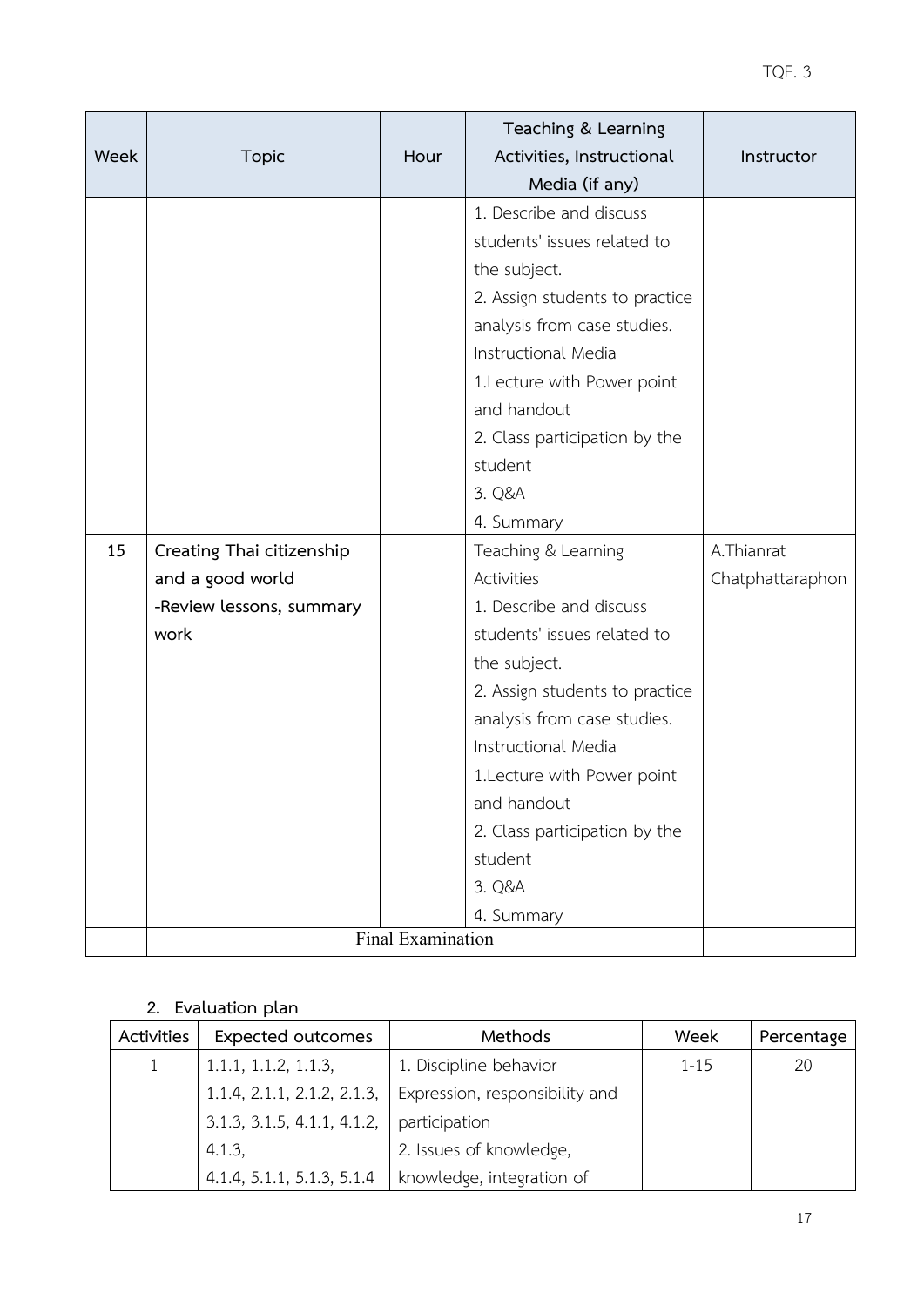| Week | Topic | Hour | Teaching & Learning Activities, Instructional Media (if any) | Instructor |
|---|---|---|---|---|
| | | | 1. Describe and discuss students' issues related to the subject.<br>2. Assign students to practice analysis from case studies.<br>Instructional Media<br>1.Lecture with Power point and handout<br>2. Class participation by the student<br>3. Q&A<br>4. Summary | |
| 15 | **Creating Thai citizenship and a good world**<br>**-Review lessons, summary work** | | Teaching & Learning Activities<br>1. Describe and discuss students' issues related to the subject.<br>2. Assign students to practice analysis from case studies.<br>Instructional Media<br>1.Lecture with Power point and handout<br>2. Class participation by the student<br>3. Q&A<br>4. Summary | A.Thianrat Chatphattaraphon |
| | Final Examination | | | |

## 2. Evaluation plan

| Activities | Expected outcomes | Methods | Week | Percentage |
|---|---|---|---|---|
| 1 | 1.1.1, 1.1.2, 1.1.3, 1.1.4, 2.1.1, 2.1.2, 2.1.3, 3.1.3, 3.1.5, 4.1.1, 4.1.2, 4.1.3, 4.1.4, 5.1.1, 5.1.3, 5.1.4 | 1. Discipline behavior Expression, responsibility and participation<br>2. Issues of knowledge, knowledge, integration of | 1-15 | 20 |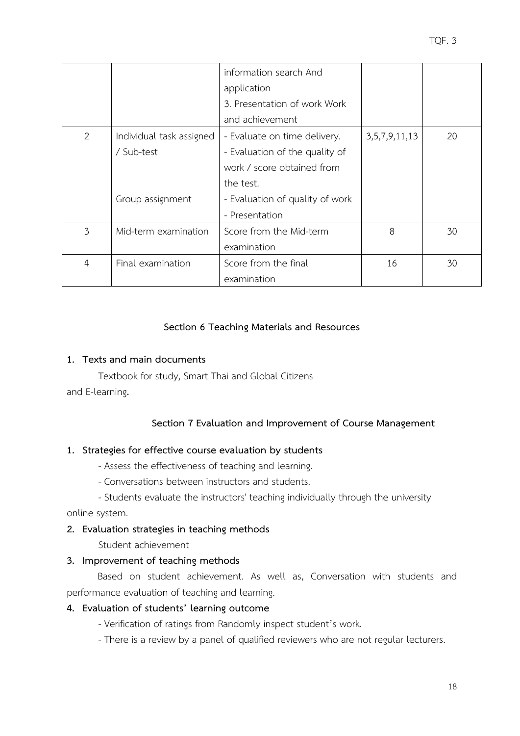| | | information search And application 3. Presentation of work Work and achievement | | |
|---|---|---|---|---|
| 2 | Individual task assigned / Sub-test<br><br>Group assignment | - Evaluate on time delivery.<br>- Evaluation of the quality of work / score obtained from the test.<br>- Evaluation of quality of work<br>- Presentation | 3,5,7,9,11,13 | 20 |
| 3 | Mid-term examination | Score from the Mid-term examination | 8 | 30 |
| 4 | Final examination | Score from the final examination | 16 | 30 |

## Section 6 Teaching Materials and Resources

**1. Texts and main documents**

Textbook for study, Smart Thai and Global Citizens and E-learning**.**

## Section 7 Evaluation and Improvement of Course Management

**1. Strategies for effective course evaluation by students**

- Assess the effectiveness of teaching and learning.
- Conversations between instructors and students.
- Students evaluate the instructors' teaching individually through the university online system.

**2. Evaluation strategies in teaching methods**

Student achievement

**3. Improvement of teaching methods**

Based on student achievement. As well as, Conversation with students and performance evaluation of teaching and learning.

**4. Evaluation of students' learning outcome**

- Verification of ratings from Randomly inspect student's work.
- There is a review by a panel of qualified reviewers who are not regular lecturers.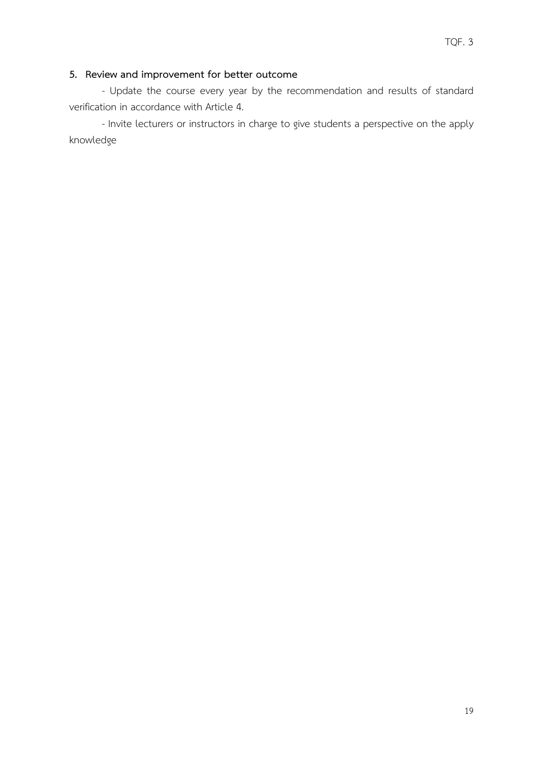## 5. Review and improvement for better outcome

- Update the course every year by the recommendation and results of standard verification in accordance with Article 4.

- Invite lecturers or instructors in charge to give students a perspective on the apply knowledge